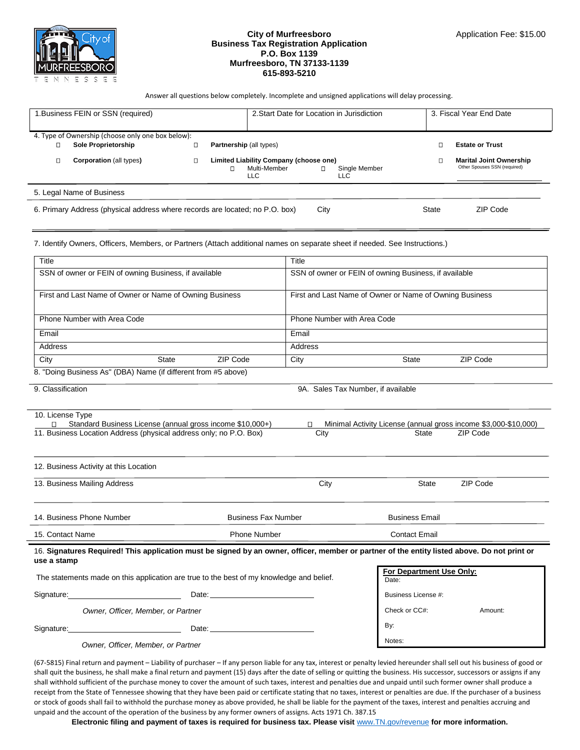**City of Murfreesboro**
**Business Tax Registration Application**
**P.O. Box 1139**
**Murfreesboro, TN 37133-1139**
**615-893-5210**

Application Fee: $15.00

Answer all questions below completely. Incomplete and unsigned applications will delay processing.

| 1.Business FEIN or SSN (required) | 2.Start Date for Location in Jurisdiction | 3. Fiscal Year End Date |
|---|---|---|
| | | |

4. Type of Ownership (choose only one box below):

- ☐ **Sole Proprietorship**
- ☐ **Partnership** (all types)
- ☐ **Estate or Trust**
- ☐ **Corporation** (all types**)**
- ☐ **Limited Liability Company (choose one)**
  - ☐ Multi-Member LLC
  - ☐ Single Member LLC
- ☐ **Marital Joint Ownership** Other Spouses SSN (required) ______________

5. Legal Name of Business

6. Primary Address (physical address where records are located; no P.O. box) | City | State | ZIP Code

7. Identify Owners, Officers, Members, or Partners (Attach additional names on separate sheet if needed. See Instructions.)

| Title | Title |
|---|---|
| SSN of owner or FEIN of owning Business, if available | SSN of owner or FEIN of owning Business, if available |
| First and Last Name of Owner or Name of Owning Business | First and Last Name of Owner or Name of Owning Business |
| Phone Number with Area Code | Phone Number with Area Code |
| Email | Email |
| Address | Address |
| City State ZIP Code | City State ZIP Code |

8. "Doing Business As" (DBA) Name (if different from #5 above)

9. Classification | 9A. Sales Tax Number, if available

10. License Type
- ☐ Standard Business License (annual gross income $10,000+)
- ☐ Minimal Activity License (annual gross income $3,000-$10,000)

11. Business Location Address (physical address only; no P.O. Box) | City | State | ZIP Code

12. Business Activity at this Location

13. Business Mailing Address | City | State | ZIP Code

14. Business Phone Number | Business Fax Number | Business Email

15. Contact Name | Phone Number | Contact Email

16. **Signatures Required! This application must be signed by an owner, officer, member or partner of the entity listed above. Do not print or use a stamp**

The statements made on this application are true to the best of my knowledge and belief.

Signature:______________________ Date: ______________________

*Owner, Officer, Member, or Partner*

Signature:______________________ Date: ______________________

*Owner, Officer, Member, or Partner*

**For Department Use Only:**
Date:
Business License #:
Check or CC#: Amount:
By:
Notes:

(67-5815) Final return and payment – Liability of purchaser – If any person liable for any tax, interest or penalty levied hereunder shall sell out his business of good or shall quit the business, he shall make a final return and payment (15) days after the date of selling or quitting the business. His successor, successors or assigns if any shall withhold sufficient of the purchase money to cover the amount of such taxes, interest and penalties due and unpaid until such former owner shall produce a receipt from the State of Tennessee showing that they have been paid or certificate stating that no taxes, interest or penalties are due. If the purchaser of a business or stock of goods shall fail to withhold the purchase money as above provided, he shall be liable for the payment of the taxes, interest and penalties accruing and unpaid and the account of the operation of the business by any former owners of assigns. Acts 1971 Ch. 387.15

**Electronic filing and payment of taxes is required for business tax. Please visit** www.TN.gov/revenue **for more information.**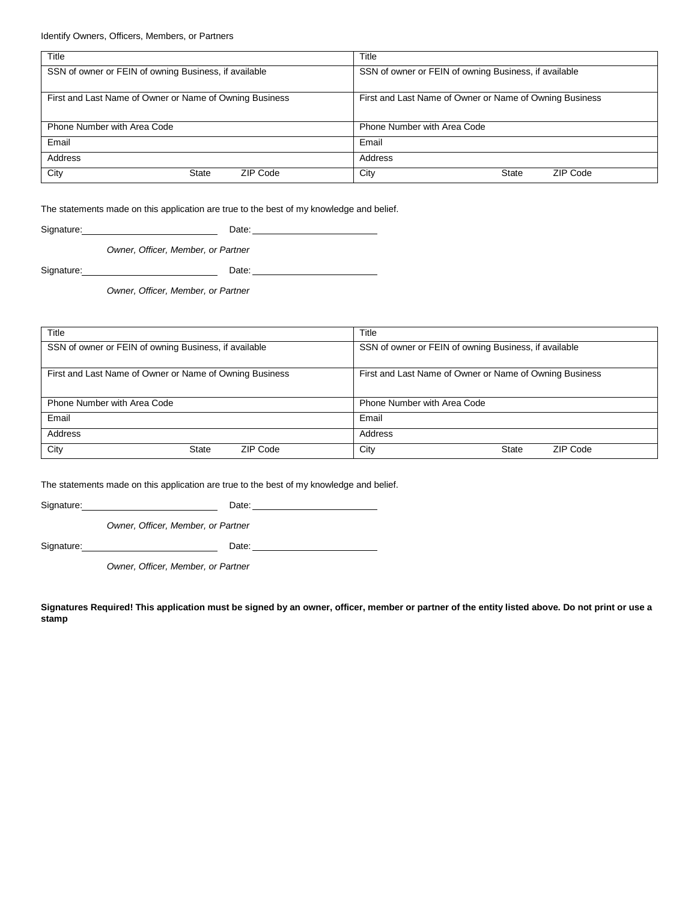Identify Owners, Officers, Members, or Partners

| | |
|---|---|
| Title | Title |
| SSN of owner or FEIN of owning Business, if available | SSN of owner or FEIN of owning Business, if available |
| First and Last Name of Owner or Name of Owning Business | First and Last Name of Owner or Name of Owning Business |
| Phone Number with Area Code | Phone Number with Area Code |
| Email | Email |
| Address | Address |
| City State ZIP Code | City State ZIP Code |

The statements made on this application are true to the best of my knowledge and belief.

Signature: ______________________ Date: ______________________

*Owner, Officer, Member, or Partner*

Signature: ______________________ Date: ______________________

*Owner, Officer, Member, or Partner*

| | |
|---|---|
| Title | Title |
| SSN of owner or FEIN of owning Business, if available | SSN of owner or FEIN of owning Business, if available |
| First and Last Name of Owner or Name of Owning Business | First and Last Name of Owner or Name of Owning Business |
| Phone Number with Area Code | Phone Number with Area Code |
| Email | Email |
| Address | Address |
| City State ZIP Code | City State ZIP Code |

The statements made on this application are true to the best of my knowledge and belief.

Signature: ______________________ Date: ______________________

*Owner, Officer, Member, or Partner*

Signature: ______________________ Date: ______________________

*Owner, Officer, Member, or Partner*

**Signatures Required! This application must be signed by an owner, officer, member or partner of the entity listed above. Do not print or use a stamp**